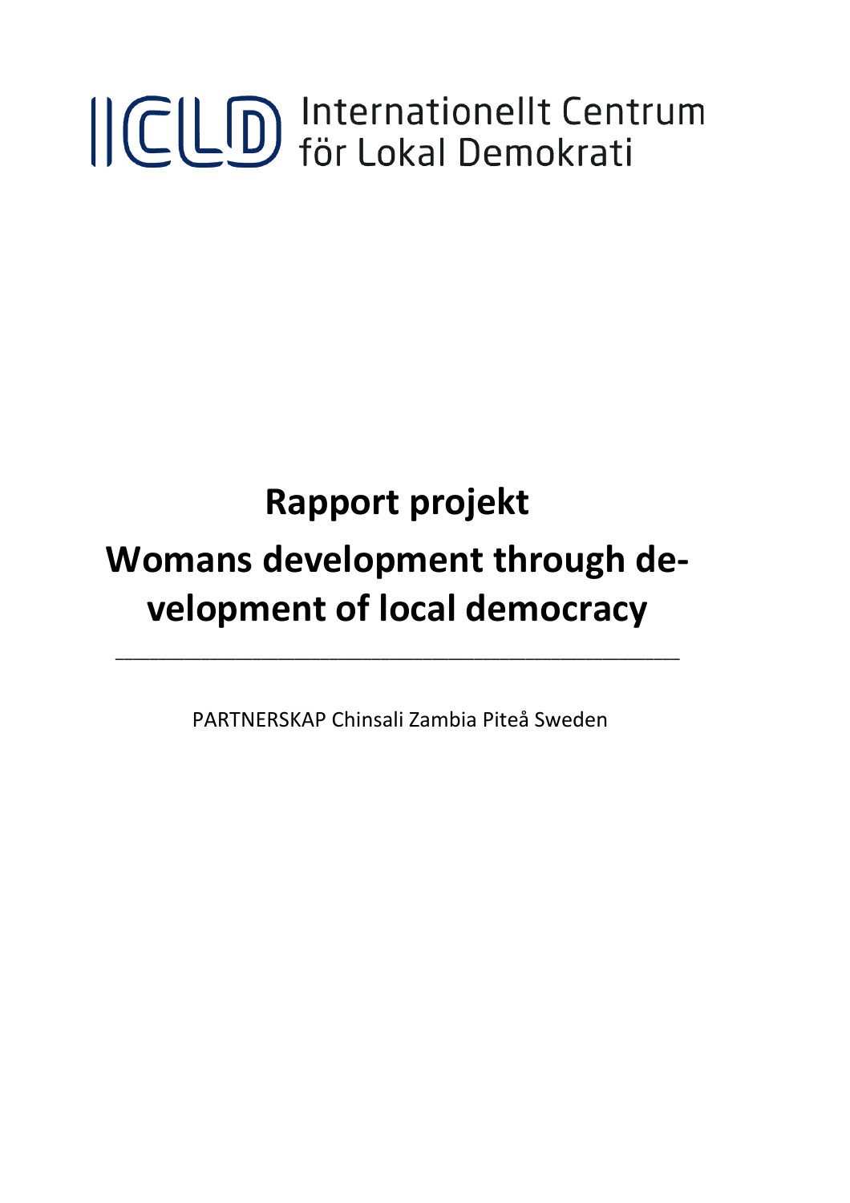ICLD Internationellt Centrum för Lokal Demokrati

# Rapport projekt

# Womans development through development of local democracy

---

PARTNERSKAP Chinsali Zambia Piteå Sweden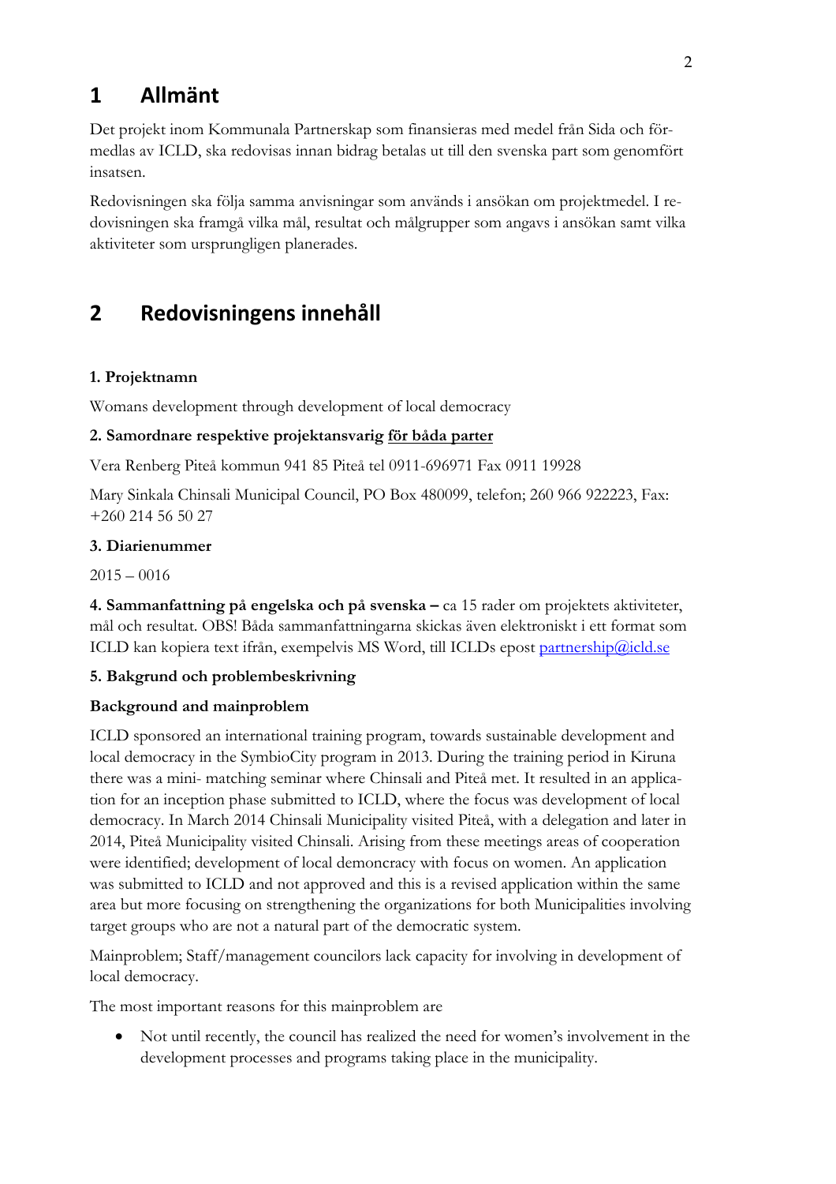# 1 Allmänt

Det projekt inom Kommunala Partnerskap som finansieras med medel från Sida och förmedlas av ICLD, ska redovisas innan bidrag betalas ut till den svenska part som genomfört insatsen.

Redovisningen ska följa samma anvisningar som används i ansökan om projektmedel. I redovisningen ska framgå vilka mål, resultat och målgrupper som angavs i ansökan samt vilka aktiviteter som ursprungligen planerades.

# 2 Redovisningens innehåll

**1. Projektnamn**

Womans development through development of local democracy

**2. Samordnare respektive projektansvarig <u>för båda parter</u>**

Vera Renberg Piteå kommun 941 85 Piteå tel 0911-696971 Fax 0911 19928

Mary Sinkala Chinsali Municipal Council, PO Box 480099, telefon; 260 966 922223, Fax: +260 214 56 50 27

**3. Diarienummer**

2015 – 0016

**4. Sammanfattning på engelska och på svenska –** ca 15 rader om projektets aktiviteter, mål och resultat. OBS! Båda sammanfattningarna skickas även elektroniskt i ett format som ICLD kan kopiera text ifrån, exempelvis MS Word, till ICLDs epost partnership@icld.se

**5. Bakgrund och problembeskrivning**

**Background and mainproblem**

ICLD sponsored an international training program, towards sustainable development and local democracy in the SymbioCity program in 2013. During the training period in Kiruna there was a mini- matching seminar where Chinsali and Piteå met. It resulted in an application for an inception phase submitted to ICLD, where the focus was development of local democracy. In March 2014 Chinsali Municipality visited Piteå, with a delegation and later in 2014, Piteå Municipality visited Chinsali. Arising from these meetings areas of cooperation were identified; development of local demoncracy with focus on women. An application was submitted to ICLD and not approved and this is a revised application within the same area but more focusing on strengthening the organizations for both Municipalities involving target groups who are not a natural part of the democratic system.

Mainproblem; Staff/management councilors lack capacity for involving in development of local democracy.

The most important reasons for this mainproblem are

- Not until recently, the council has realized the need for women's involvement in the development processes and programs taking place in the municipality.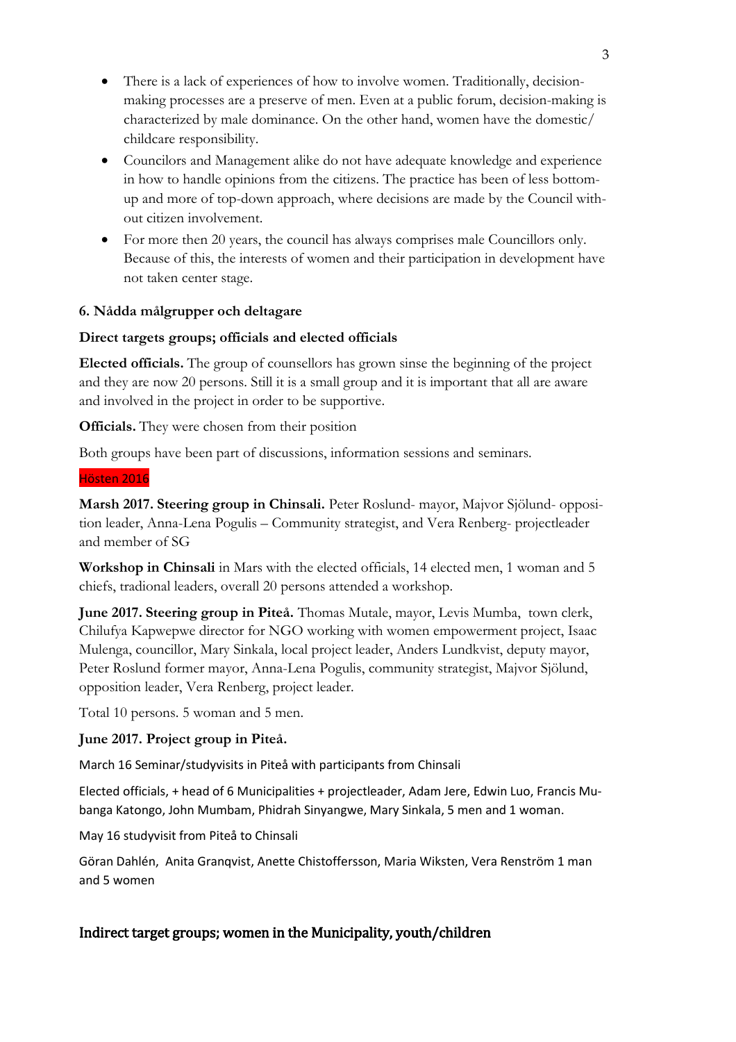- There is a lack of experiences of how to involve women. Traditionally, decision-making processes are a preserve of men. Even at a public forum, decision-making is characterized by male dominance. On the other hand, women have the domestic/ childcare responsibility.
- Councilors and Management alike do not have adequate knowledge and experience in how to handle opinions from the citizens. The practice has been of less bottom-up and more of top-down approach, where decisions are made by the Council without citizen involvement.
- For more then 20 years, the council has always comprises male Councillors only. Because of this, the interests of women and their participation in development have not taken center stage.

### 6. Nådda målgrupper och deltagare

**Direct targets groups; officials and elected officials**

**Elected officials.** The group of counsellors has grown sinse the beginning of the project and they are now 20 persons. Still it is a small group and it is important that all are aware and involved in the project in order to be supportive.

**Officials.** They were chosen from their position

Both groups have been part of discussions, information sessions and seminars.

Hösten 2016

**Marsh 2017. Steering group in Chinsali.** Peter Roslund- mayor, Majvor Sjölund- opposition leader, Anna-Lena Pogulis – Community strategist, and Vera Renberg- projectleader and member of SG

**Workshop in Chinsali** in Mars with the elected officials, 14 elected men, 1 woman and 5 chiefs, tradional leaders, overall 20 persons attended a workshop.

**June 2017. Steering group in Piteå.** Thomas Mutale, mayor, Levis Mumba, town clerk, Chilufya Kapwepwe director for NGO working with women empowerment project, Isaac Mulenga, councillor, Mary Sinkala, local project leader, Anders Lundkvist, deputy mayor, Peter Roslund former mayor, Anna-Lena Pogulis, community strategist, Majvor Sjölund, opposition leader, Vera Renberg, project leader.

Total 10 persons. 5 woman and 5 men.

**June 2017. Project group in Piteå.**

March 16 Seminar/studyvisits in Piteå with participants from Chinsali

Elected officials, + head of 6 Municipalities + projectleader, Adam Jere, Edwin Luo, Francis Mubanga Katongo, John Mumbam, Phidrah Sinyangwe, Mary Sinkala, 5 men and 1 woman.

May 16 studyvisit from Piteå to Chinsali

Göran Dahlén, Anita Granqvist, Anette Chistoffersson, Maria Wiksten, Vera Renström 1 man and 5 women

### Indirect target groups; women in the Municipality, youth/children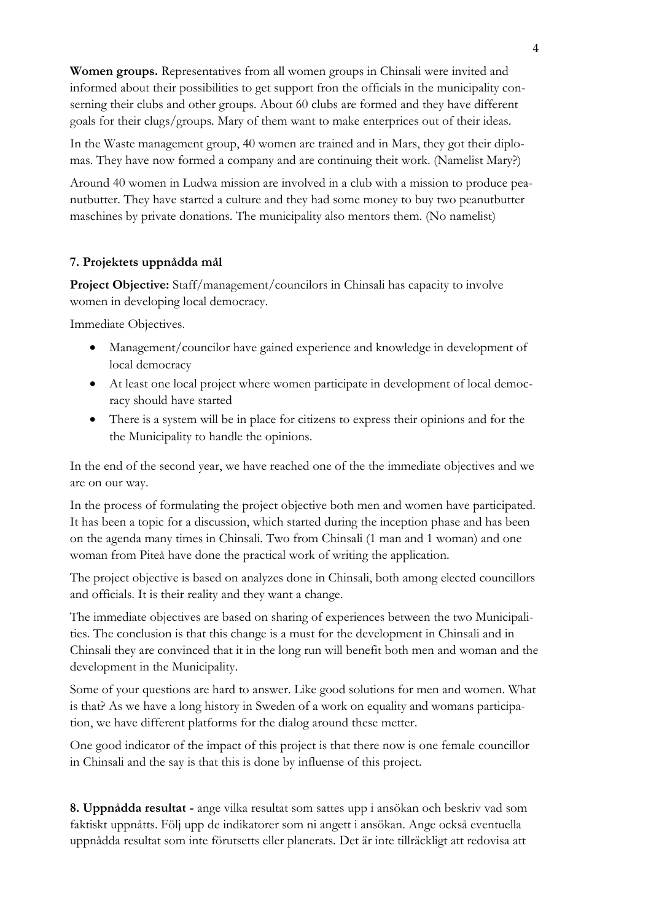**Women groups.** Representatives from all women groups in Chinsali were invited and informed about their possibilities to get support fron the officials in the municipality conserning their clubs and other groups. About 60 clubs are formed and they have different goals for their clugs/groups. Mary of them want to make enterprices out of their ideas.

In the Waste management group, 40 women are trained and in Mars, they got their diplomas. They have now formed a company and are continuing theit work. (Namelist Mary?)

Around 40 women in Ludwa mission are involved in a club with a mission to produce peanutbutter. They have started a culture and they had some money to buy two peanutbutter maschines by private donations. The municipality also mentors them. (No namelist)

**7. Projektets uppnådda mål**

**Project Objective:** Staff/management/councilors in Chinsali has capacity to involve women in developing local democracy.

Immediate Objectives.

- Management/councilor have gained experience and knowledge in development of local democracy
- At least one local project where women participate in development of local democracy should have started
- There is a system will be in place for citizens to express their opinions and for the the Municipality to handle the opinions.

In the end of the second year, we have reached one of the the immediate objectives and we are on our way.

In the process of formulating the project objective both men and women have participated. It has been a topic for a discussion, which started during the inception phase and has been on the agenda many times in Chinsali. Two from Chinsali (1 man and 1 woman) and one woman from Piteå have done the practical work of writing the application.

The project objective is based on analyzes done in Chinsali, both among elected councillors and officials. It is their reality and they want a change.

The immediate objectives are based on sharing of experiences between the two Municipalities. The conclusion is that this change is a must for the development in Chinsali and in Chinsali they are convinced that it in the long run will benefit both men and woman and the development in the Municipality.

Some of your questions are hard to answer. Like good solutions for men and women. What is that? As we have a long history in Sweden of a work on equality and womans participation, we have different platforms for the dialog around these metter.

One good indicator of the impact of this project is that there now is one female councillor in Chinsali and the say is that this is done by influense of this project.

**8. Uppnådda resultat -** ange vilka resultat som sattes upp i ansökan och beskriv vad som faktiskt uppnåtts. Följ upp de indikatorer som ni angett i ansökan. Ange också eventuella uppnådda resultat som inte förutsetts eller planerats. Det är inte tillräckligt att redovisa att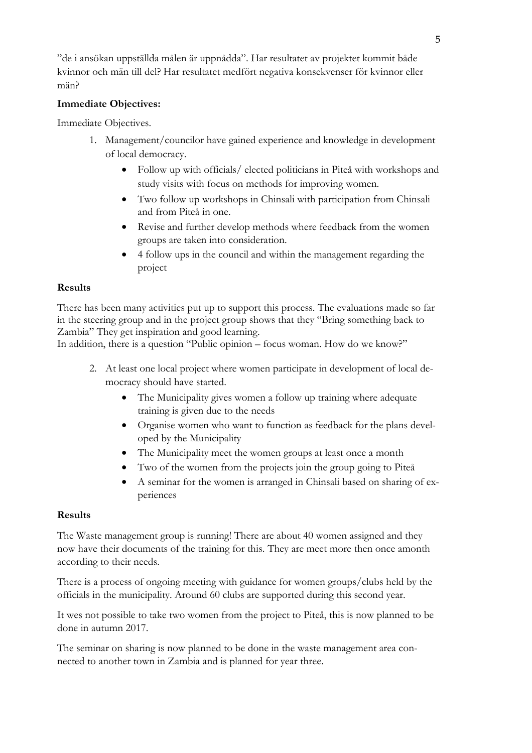”de i ansökan uppställda målen är uppnådda”. Har resultatet av projektet kommit både kvinnor och män till del? Har resultatet medfört negativa konsekvenser för kvinnor eller män?

**Immediate Objectives:**

Immediate Objectives.

1. Management/councilor have gained experience and knowledge in development of local democracy.
   - Follow up with officials/ elected politicians in Piteå with workshops and study visits with focus on methods for improving women.
   - Two follow up workshops in Chinsali with participation from Chinsali and from Piteå in one.
   - Revise and further develop methods where feedback from the women groups are taken into consideration.
   - 4 follow ups in the council and within the management regarding the project

**Results**

There has been many activities put up to support this process. The evaluations made so far in the steering group and in the project group shows that they “Bring something back to Zambia” They get inspiration and good learning.
In addition, there is a question “Public opinion – focus woman. How do we know?”

2. At least one local project where women participate in development of local democracy should have started.
   - The Municipality gives women a follow up training where adequate training is given due to the needs
   - Organise women who want to function as feedback for the plans developed by the Municipality
   - The Municipality meet the women groups at least once a month
   - Two of the women from the projects join the group going to Piteå
   - A seminar for the women is arranged in Chinsali based on sharing of experiences

**Results**

The Waste management group is running! There are about 40 women assigned and they now have their documents of the training for this. They are meet more then once amonth according to their needs.

There is a process of ongoing meeting with guidance for women groups/clubs held by the officials in the municipality. Around 60 clubs are supported during this second year.

It wes not possible to take two women from the project to Piteå, this is now planned to be done in autumn 2017.

The seminar on sharing is now planned to be done in the waste management area connected to another town in Zambia and is planned for year three.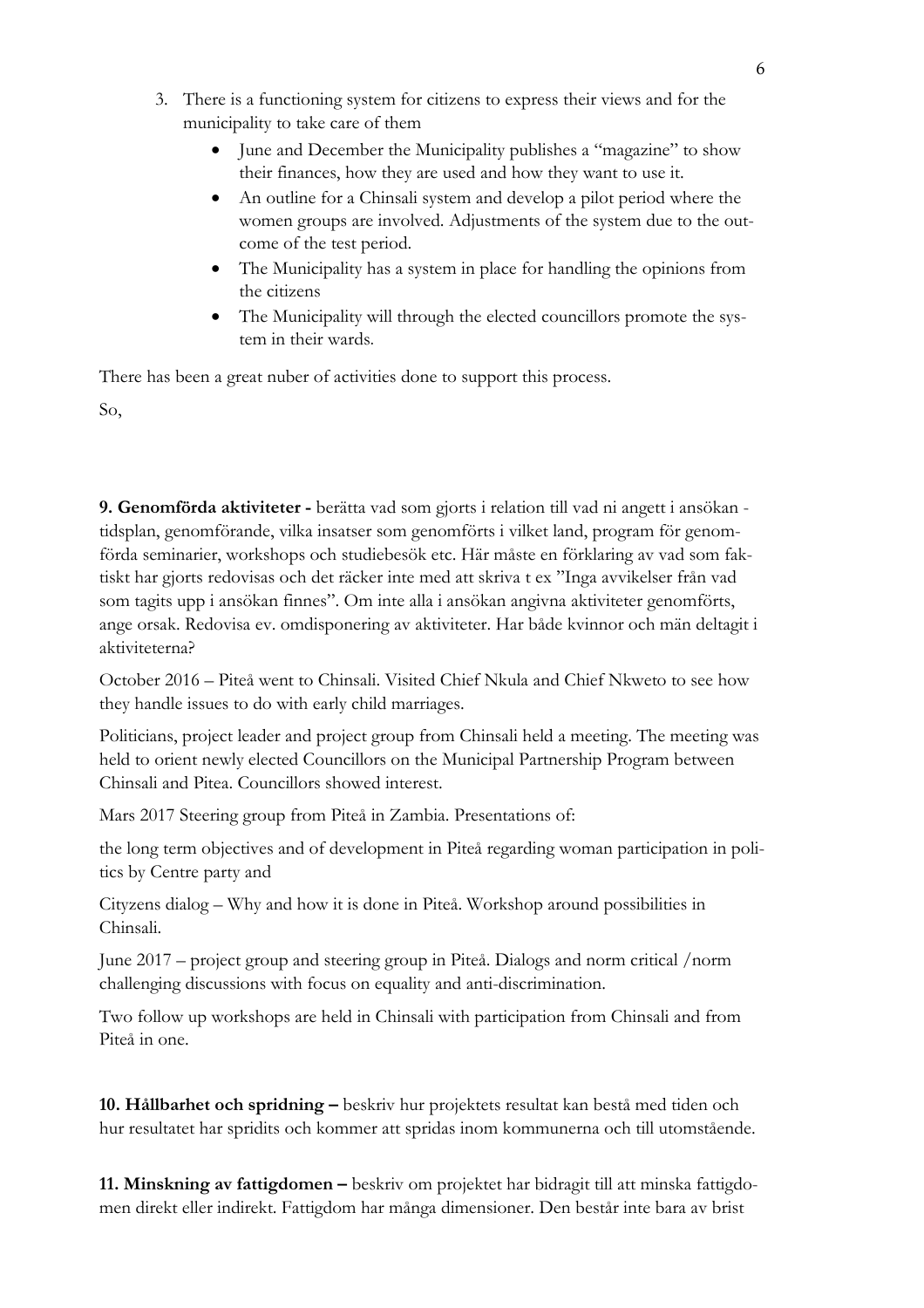3. There is a functioning system for citizens to express their views and for the municipality to take care of them
   - June and December the Municipality publishes a "magazine" to show their finances, how they are used and how they want to use it.
   - An outline for a Chinsali system and develop a pilot period where the women groups are involved. Adjustments of the system due to the outcome of the test period.
   - The Municipality has a system in place for handling the opinions from the citizens
   - The Municipality will through the elected councillors promote the system in their wards.

There has been a great nuber of activities done to support this process.

So,

**9. Genomförda aktiviteter -** berätta vad som gjorts i relation till vad ni angett i ansökan - tidsplan, genomförande, vilka insatser som genomförts i vilket land, program för genomförda seminarier, workshops och studiebesök etc. Här måste en förklaring av vad som faktiskt har gjorts redovisas och det räcker inte med att skriva t ex "Inga avvikelser från vad som tagits upp i ansökan finnes". Om inte alla i ansökan angivna aktiviteter genomförts, ange orsak. Redovisa ev. omdisponering av aktiviteter. Har både kvinnor och män deltagit i aktiviteterna?

October 2016 – Piteå went to Chinsali. Visited Chief Nkula and Chief Nkweto to see how they handle issues to do with early child marriages.

Politicians, project leader and project group from Chinsali held a meeting. The meeting was held to orient newly elected Councillors on the Municipal Partnership Program between Chinsali and Pitea. Councillors showed interest.

Mars 2017 Steering group from Piteå in Zambia. Presentations of:

the long term objectives and of development in Piteå regarding woman participation in politics by Centre party and

Cityzens dialog – Why and how it is done in Piteå. Workshop around possibilities in Chinsali.

June 2017 – project group and steering group in Piteå. Dialogs and norm critical /norm challenging discussions with focus on equality and anti-discrimination.

Two follow up workshops are held in Chinsali with participation from Chinsali and from Piteå in one.

**10. Hållbarhet och spridning –** beskriv hur projektets resultat kan bestå med tiden och hur resultatet har spridits och kommer att spridas inom kommunerna och till utomstående.

**11. Minskning av fattigdomen –** beskriv om projektet har bidragit till att minska fattigdomen direkt eller indirekt. Fattigdom har många dimensioner. Den består inte bara av brist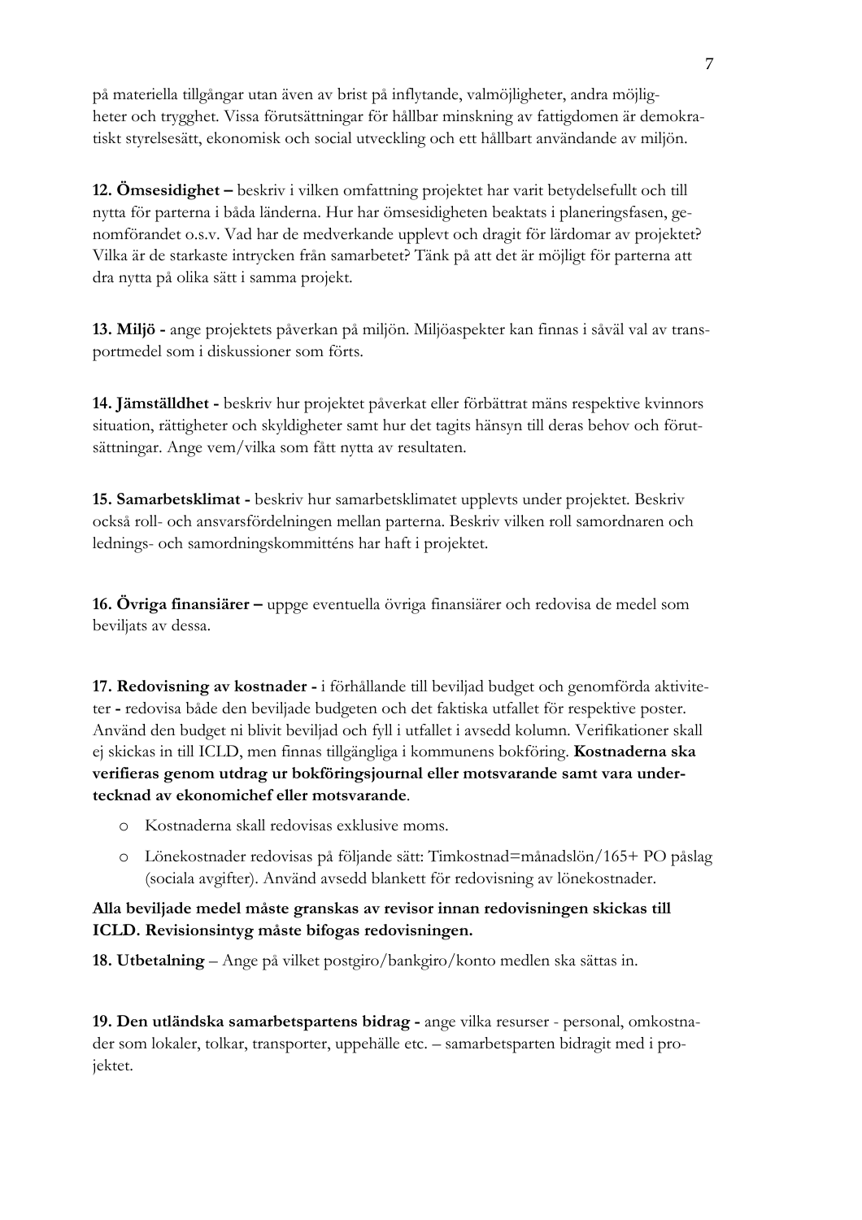på materiella tillgångar utan även av brist på inflytande, valmöjligheter, andra möjligheter och trygghet. Vissa förutsättningar för hållbar minskning av fattigdomen är demokratiskt styrelsesätt, ekonomisk och social utveckling och ett hållbart användande av miljön.

**12. Ömsesidighet –** beskriv i vilken omfattning projektet har varit betydelsefullt och till nytta för parterna i båda länderna. Hur har ömsesidigheten beaktats i planeringsfasen, genomförandet o.s.v. Vad har de medverkande upplevt och dragit för lärdomar av projektet? Vilka är de starkaste intrycken från samarbetet? Tänk på att det är möjligt för parterna att dra nytta på olika sätt i samma projekt.

**13. Miljö -** ange projektets påverkan på miljön. Miljöaspekter kan finnas i såväl val av transportmedel som i diskussioner som förts.

**14. Jämställdhet -** beskriv hur projektet påverkat eller förbättrat mäns respektive kvinnors situation, rättigheter och skyldigheter samt hur det tagits hänsyn till deras behov och förutsättningar. Ange vem/vilka som fått nytta av resultaten.

**15. Samarbetsklimat -** beskriv hur samarbetsklimatet upplevts under projektet. Beskriv också roll- och ansvarsfördelningen mellan parterna. Beskriv vilken roll samordnaren och lednings- och samordningskommitténs har haft i projektet.

**16. Övriga finansiärer –** uppge eventuella övriga finansiärer och redovisa de medel som beviljats av dessa.

**17. Redovisning av kostnader -** i förhållande till beviljad budget och genomförda aktiviteter **-** redovisa både den beviljade budgeten och det faktiska utfallet för respektive poster. Använd den budget ni blivit beviljad och fyll i utfallet i avsedd kolumn. Verifikationer skall ej skickas in till ICLD, men finnas tillgängliga i kommunens bokföring. **Kostnaderna ska verifieras genom utdrag ur bokföringsjournal eller motsvarande samt vara undertecknad av ekonomichef eller motsvarande**.

- Kostnaderna skall redovisas exklusive moms.
- Lönekostnader redovisas på följande sätt: Timkostnad=månadslön/165+ PO påslag (sociala avgifter). Använd avsedd blankett för redovisning av lönekostnader.

**Alla beviljade medel måste granskas av revisor innan redovisningen skickas till ICLD. Revisionsintyg måste bifogas redovisningen.**

**18. Utbetalning** – Ange på vilket postgiro/bankgiro/konto medlen ska sättas in.

**19. Den utländska samarbetspartens bidrag -** ange vilka resurser - personal, omkostnader som lokaler, tolkar, transporter, uppehälle etc. – samarbetsparten bidragit med i projektet.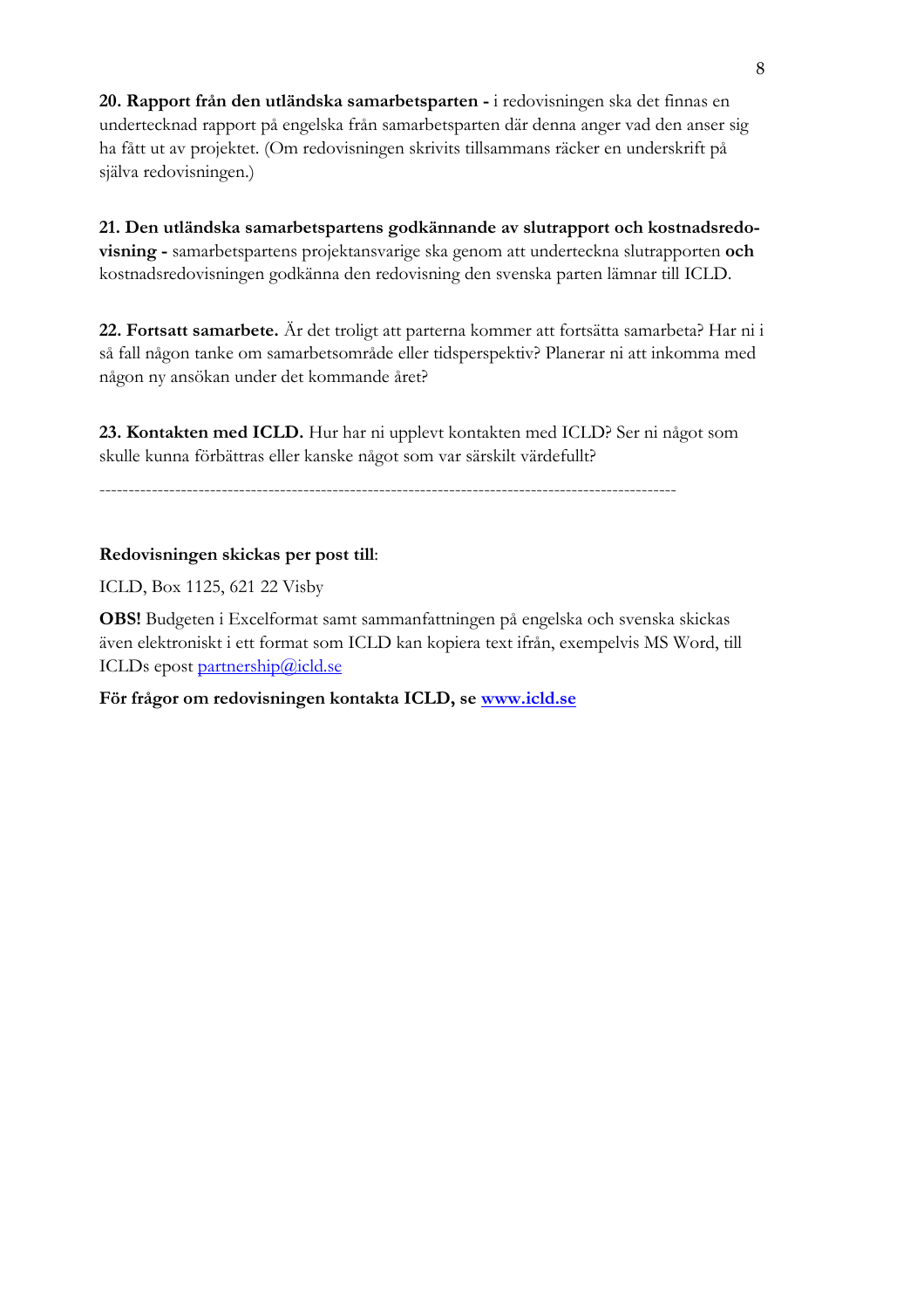**20. Rapport från den utländska samarbetsparten -** i redovisningen ska det finnas en undertecknad rapport på engelska från samarbetsparten där denna anger vad den anser sig ha fått ut av projektet. (Om redovisningen skrivits tillsammans räcker en underskrift på själva redovisningen.)

**21. Den utländska samarbetspartens godkännande av slutrapport och kostnadsredovisning -** samarbetspartens projektansvarige ska genom att underteckna slutrapporten **och** kostnadsredovisningen godkänna den redovisning den svenska parten lämnar till ICLD.

**22. Fortsatt samarbete.** Är det troligt att parterna kommer att fortsätta samarbeta? Har ni i så fall någon tanke om samarbetsområde eller tidsperspektiv? Planerar ni att inkomma med någon ny ansökan under det kommande året?

**23. Kontakten med ICLD.** Hur har ni upplevt kontakten med ICLD? Ser ni något som skulle kunna förbättras eller kanske något som var särskilt värdefullt?

---

**Redovisningen skickas per post till**:

ICLD, Box 1125, 621 22 Visby

**OBS!** Budgeten i Excelformat samt sammanfattningen på engelska och svenska skickas även elektroniskt i ett format som ICLD kan kopiera text ifrån, exempelvis MS Word, till ICLDs epost partnership@icld.se

**För frågor om redovisningen kontakta ICLD, se www.icld.se**